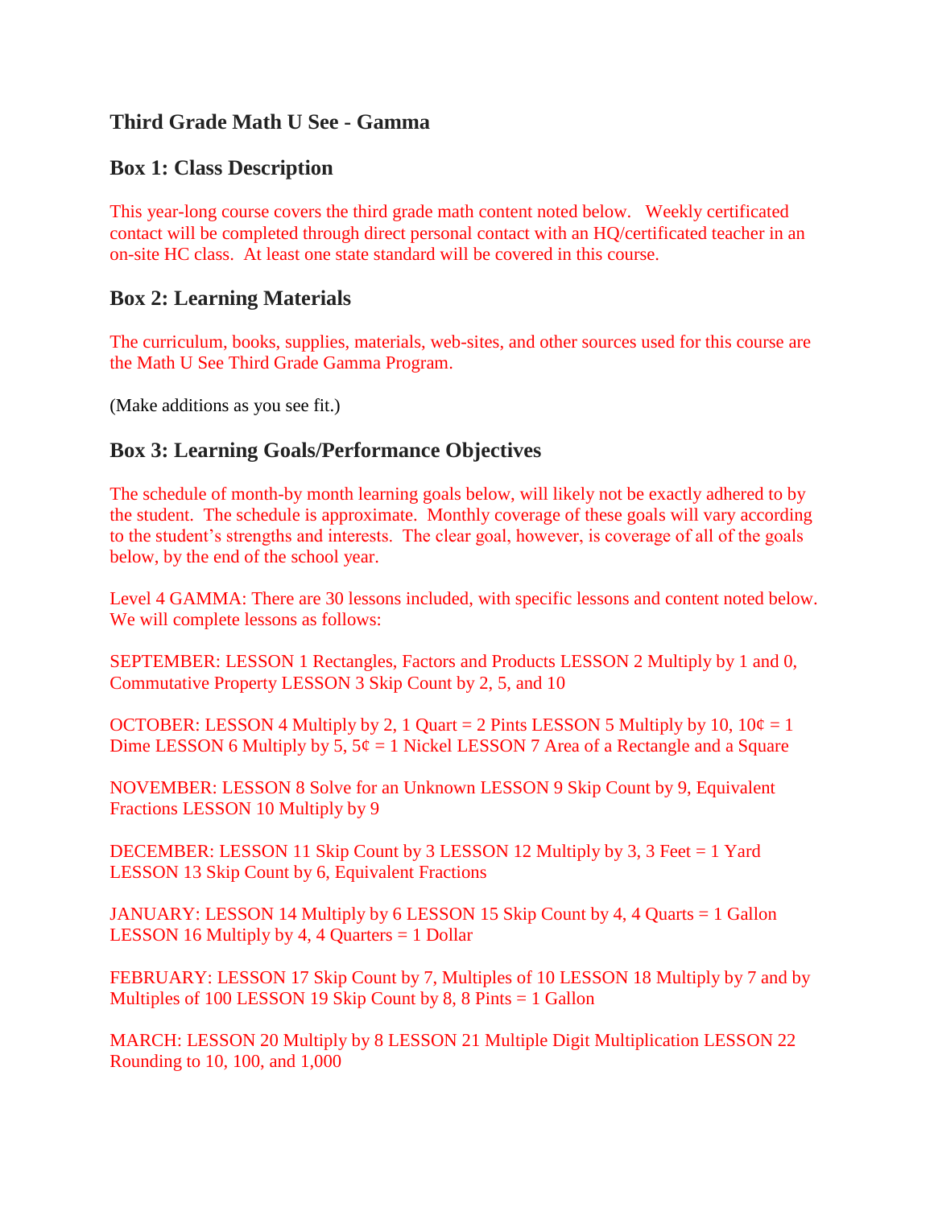## Third Grade Math U See - Gamma

### Box 1: Class Description

This year-long course covers the third grade math content noted below. Weekly certificated contact will be completed through direct personal contact with an HQ/certificated teacher in an on-site HC class. At least one state standard will be covered in this course.

### Box 2: Learning Materials

The curriculum, books, supplies, materials, web-sites, and other sources used for this course are the Math U See Third Grade Gamma Program.

(Make additions as you see fit.)

### Box 3: Learning Goals/Performance Objectives

The schedule of month-by month learning goals below, will likely not be exactly adhered to by the student. The schedule is approximate. Monthly coverage of these goals will vary according to the student's strengths and interests. The clear goal, however, is coverage of all of the goals below, by the end of the school year.

Level 4 GAMMA: There are 30 lessons included, with specific lessons and content noted below. We will complete lessons as follows:

SEPTEMBER: LESSON 1 Rectangles, Factors and Products LESSON 2 Multiply by 1 and 0, Commutative Property LESSON 3 Skip Count by 2, 5, and 10

OCTOBER: LESSON 4 Multiply by 2, 1 Quart = 2 Pints LESSON 5 Multiply by 10, 10¢ = 1 Dime LESSON 6 Multiply by 5, 5¢ = 1 Nickel LESSON 7 Area of a Rectangle and a Square

NOVEMBER: LESSON 8 Solve for an Unknown LESSON 9 Skip Count by 9, Equivalent Fractions LESSON 10 Multiply by 9

DECEMBER: LESSON 11 Skip Count by 3 LESSON 12 Multiply by 3, 3 Feet = 1 Yard LESSON 13 Skip Count by 6, Equivalent Fractions

JANUARY: LESSON 14 Multiply by 6 LESSON 15 Skip Count by 4, 4 Quarts = 1 Gallon LESSON 16 Multiply by 4, 4 Quarters = 1 Dollar

FEBRUARY: LESSON 17 Skip Count by 7, Multiples of 10 LESSON 18 Multiply by 7 and by Multiples of 100 LESSON 19 Skip Count by 8, 8 Pints = 1 Gallon

MARCH: LESSON 20 Multiply by 8 LESSON 21 Multiple Digit Multiplication LESSON 22 Rounding to 10, 100, and 1,000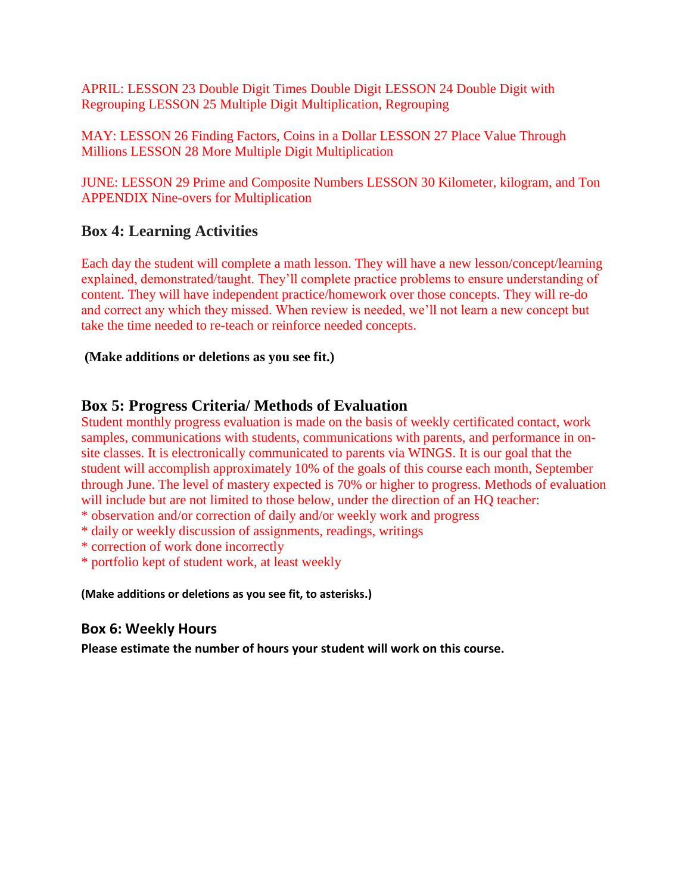APRIL: LESSON 23 Double Digit Times Double Digit LESSON 24 Double Digit with Regrouping LESSON 25 Multiple Digit Multiplication, Regrouping

MAY: LESSON 26 Finding Factors, Coins in a Dollar LESSON 27 Place Value Through Millions LESSON 28 More Multiple Digit Multiplication

JUNE: LESSON 29 Prime and Composite Numbers LESSON 30 Kilometer, kilogram, and Ton APPENDIX Nine-overs for Multiplication

## Box 4: Learning Activities

Each day the student will complete a math lesson. They will have a new lesson/concept/learning explained, demonstrated/taught. They'll complete practice problems to ensure understanding of content. They will have independent practice/homework over those concepts. They will re-do and correct any which they missed. When review is needed, we'll not learn a new concept but take the time needed to re-teach or reinforce needed concepts.

**(Make additions or deletions as you see fit.)**

## Box 5: Progress Criteria/ Methods of Evaluation

Student monthly progress evaluation is made on the basis of weekly certificated contact, work samples, communications with students, communications with parents, and performance in on-site classes. It is electronically communicated to parents via WINGS. It is our goal that the student will accomplish approximately 10% of the goals of this course each month, September through June. The level of mastery expected is 70% or higher to progress. Methods of evaluation will include but are not limited to those below, under the direction of an HQ teacher:

* observation and/or correction of daily and/or weekly work and progress
* daily or weekly discussion of assignments, readings, writings
* correction of work done incorrectly
* portfolio kept of student work, at least weekly

**(Make additions or deletions as you see fit, to asterisks.)**

## Box 6: Weekly Hours

**Please estimate the number of hours your student will work on this course.**